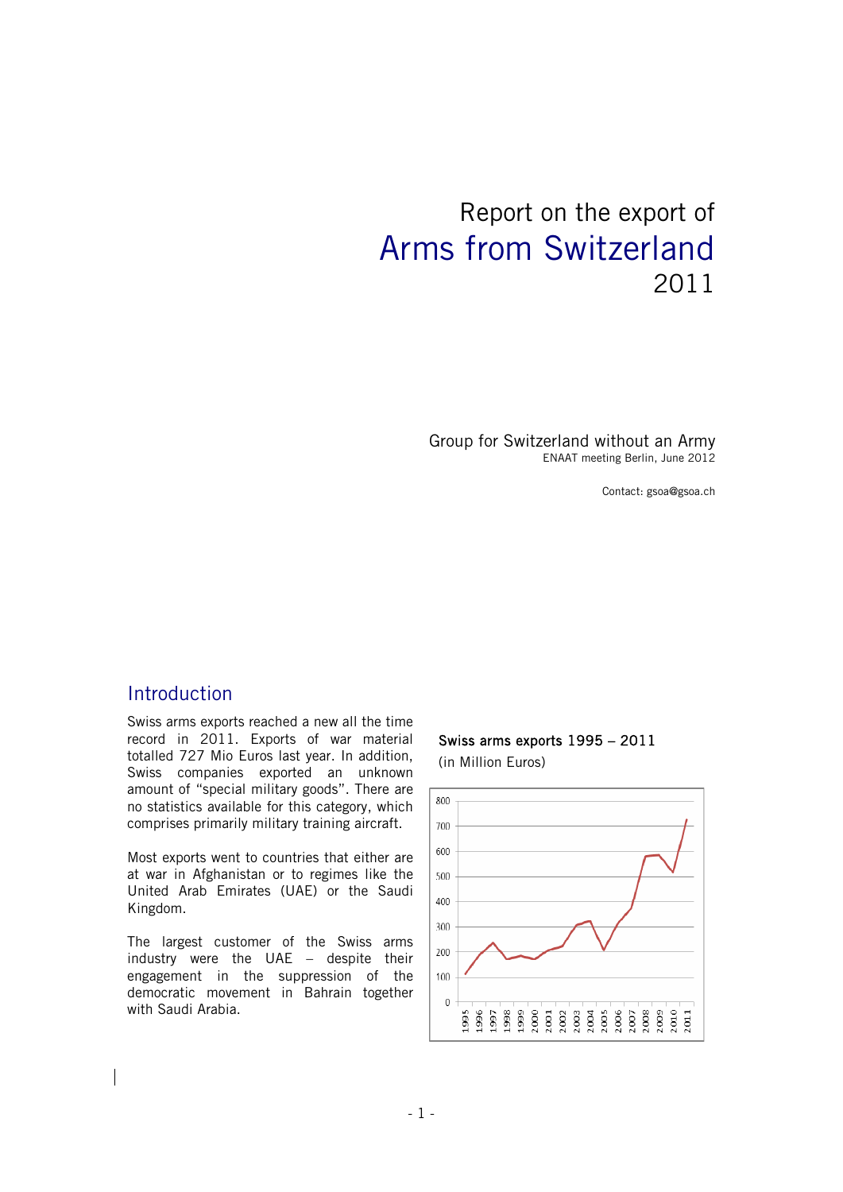# Report on the export of Arms from Switzerland 2011

Group for Switzerland without an Army
ENAAT meeting Berlin, June 2012

Contact: gsoa@gsoa.ch

## Introduction

Swiss arms exports reached a new all the time record in 2011. Exports of war material totalled 727 Mio Euros last year. In addition, Swiss companies exported an unknown amount of "special military goods". There are no statistics available for this category, which comprises primarily military training aircraft.

Most exports went to countries that either are at war in Afghanistan or to regimes like the United Arab Emirates (UAE) or the Saudi Kingdom.

The largest customer of the Swiss arms industry were the UAE – despite their engagement in the suppression of the democratic movement in Bahrain together with Saudi Arabia.

**Swiss arms exports 1995 – 2011**
(in Million Euros)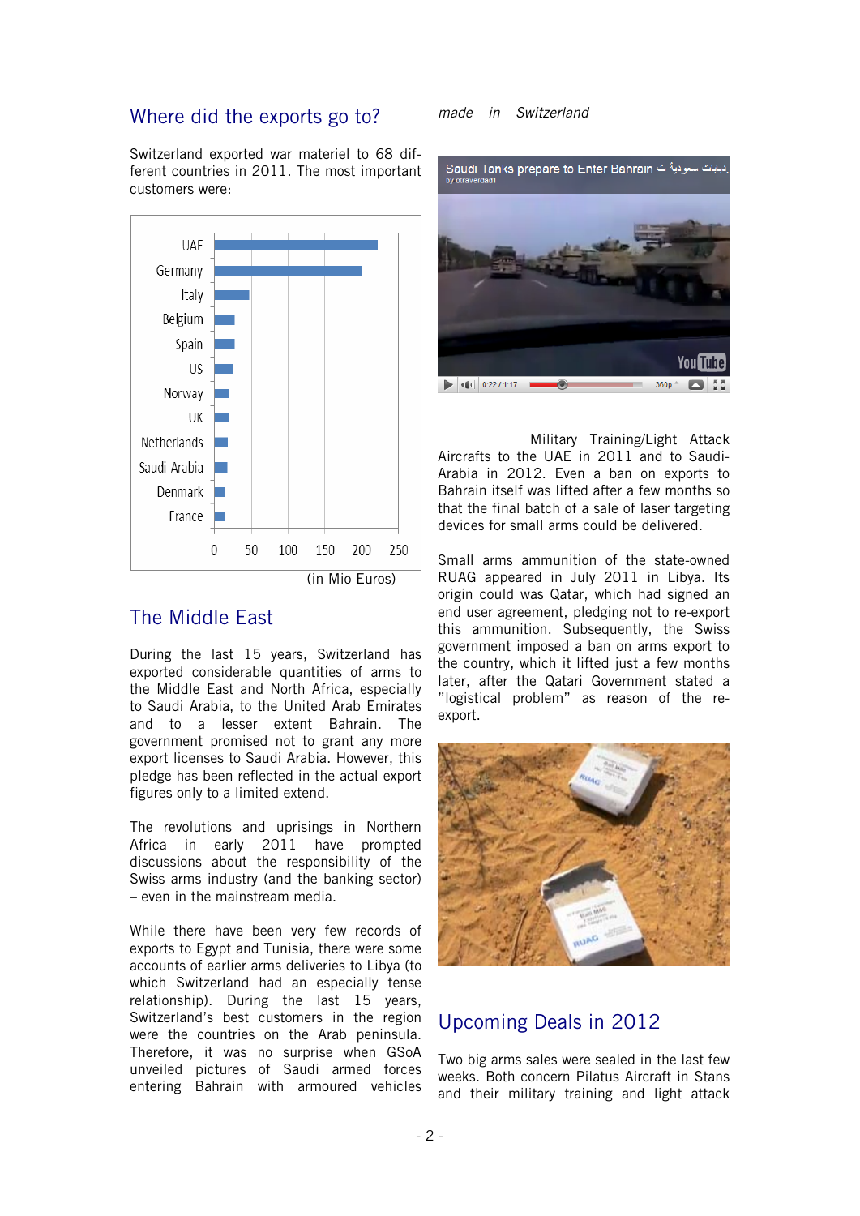## Where did the exports go to?

Switzerland exported war materiel to 68 different countries in 2011. The most important customers were:

| Country |
|---|
| UAE |
| Germany |
| Italy |
| Belgium |
| Spain |
| US |
| Norway |
| UK |
| Netherlands |
| Saudi-Arabia |
| Denmark |
| France |

(in Mio Euros)

## The Middle East

During the last 15 years, Switzerland has exported considerable quantities of arms to the Middle East and North Africa, especially to Saudi Arabia, to the United Arab Emirates and to a lesser extent Bahrain. The government promised not to grant any more export licenses to Saudi Arabia. However, this pledge has been reflected in the actual export figures only to a limited extend.

The revolutions and uprisings in Northern Africa in early 2011 have prompted discussions about the responsibility of the Swiss arms industry (and the banking sector) – even in the mainstream media.

While there have been very few records of exports to Egypt and Tunisia, there were some accounts of earlier arms deliveries to Libya (to which Switzerland had an especially tense relationship). During the last 15 years, Switzerland's best customers in the region were the countries on the Arab peninsula. Therefore, it was no surprise when GSoA unveiled pictures of Saudi armed forces entering Bahrain with armoured vehicles *made in Switzerland*

Military Training/Light Attack Aircrafts to the UAE in 2011 and to Saudi-Arabia in 2012. Even a ban on exports to Bahrain itself was lifted after a few months so that the final batch of a sale of laser targeting devices for small arms could be delivered.

Small arms ammunition of the state-owned RUAG appeared in July 2011 in Libya. Its origin could was Qatar, which had signed an end user agreement, pledging not to re-export this ammunition. Subsequently, the Swiss government imposed a ban on arms export to the country, which it lifted just a few months later, after the Qatari Government stated a "logistical problem" as reason of the re-export.

## Upcoming Deals in 2012

Two big arms sales were sealed in the last few weeks. Both concern Pilatus Aircraft in Stans and their military training and light attack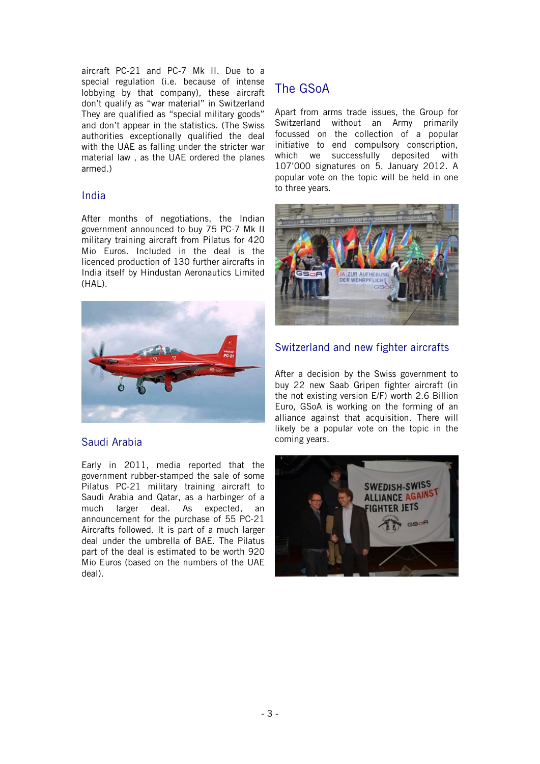aircraft PC-21 and PC-7 Mk II. Due to a special regulation (i.e. because of intense lobbying by that company), these aircraft don't qualify as "war material" in Switzerland They are qualified as "special military goods" and don't appear in the statistics. (The Swiss authorities exceptionally qualified the deal with the UAE as falling under the stricter war material law , as the UAE ordered the planes armed.)

## India

After months of negotiations, the Indian government announced to buy 75 PC-7 Mk II military training aircraft from Pilatus for 420 Mio Euros. Included in the deal is the licenced production of 130 further aircrafts in India itself by Hindustan Aeronautics Limited (HAL).

## Saudi Arabia

Early in 2011, media reported that the government rubber-stamped the sale of some Pilatus PC-21 military training aircraft to Saudi Arabia and Qatar, as a harbinger of a much larger deal. As expected, an announcement for the purchase of 55 PC-21 Aircrafts followed. It is part of a much larger deal under the umbrella of BAE. The Pilatus part of the deal is estimated to be worth 920 Mio Euros (based on the numbers of the UAE deal).

## The GSoA

Apart from arms trade issues, the Group for Switzerland without an Army primarily focussed on the collection of a popular initiative to end compulsory conscription, which we successfully deposited with 107'000 signatures on 5. January 2012. A popular vote on the topic will be held in one to three years.

## Switzerland and new fighter aircrafts

After a decision by the Swiss government to buy 22 new Saab Gripen fighter aircraft (in the not existing version E/F) worth 2.6 Billion Euro, GSoA is working on the forming of an alliance against that acquisition. There will likely be a popular vote on the topic in the coming years.